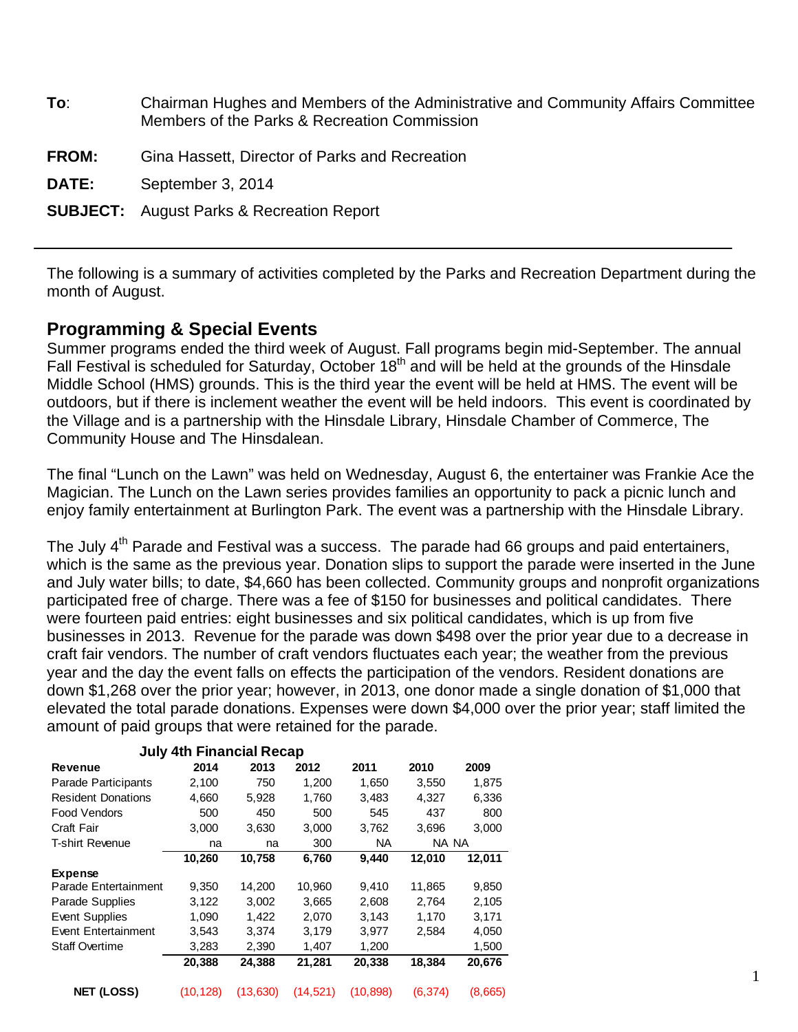**To**: Chairman Hughes and Members of the Administrative and Community Affairs Committee
Members of the Parks & Recreation Commission

**FROM:** Gina Hassett, Director of Parks and Recreation

**DATE:** September 3, 2014

**SUBJECT:** August Parks & Recreation Report

---

The following is a summary of activities completed by the Parks and Recreation Department during the month of August.

## Programming & Special Events

Summer programs ended the third week of August. Fall programs begin mid-September. The annual Fall Festival is scheduled for Saturday, October 18th and will be held at the grounds of the Hinsdale Middle School (HMS) grounds. This is the third year the event will be held at HMS. The event will be outdoors, but if there is inclement weather the event will be held indoors. This event is coordinated by the Village and is a partnership with the Hinsdale Library, Hinsdale Chamber of Commerce, The Community House and The Hinsdalean.

The final "Lunch on the Lawn" was held on Wednesday, August 6, the entertainer was Frankie Ace the Magician. The Lunch on the Lawn series provides families an opportunity to pack a picnic lunch and enjoy family entertainment at Burlington Park. The event was a partnership with the Hinsdale Library.

The July 4th Parade and Festival was a success. The parade had 66 groups and paid entertainers, which is the same as the previous year. Donation slips to support the parade were inserted in the June and July water bills; to date, $4,660 has been collected. Community groups and nonprofit organizations participated free of charge. There was a fee of $150 for businesses and political candidates. There were fourteen paid entries: eight businesses and six political candidates, which is up from five businesses in 2013. Revenue for the parade was down $498 over the prior year due to a decrease in craft fair vendors. The number of craft vendors fluctuates each year; the weather from the previous year and the day the event falls on effects the participation of the vendors. Resident donations are down $1,268 over the prior year; however, in 2013, one donor made a single donation of $1,000 that elevated the total parade donations. Expenses were down $4,000 over the prior year; staff limited the amount of paid groups that were retained for the parade.

**July 4th Financial Recap**

| **Revenue** | **2014** | **2013** | **2012** | **2011** | **2010** | **2009** |
|---|---|---|---|---|---|---|
| Parade Participants | 2,100 | 750 | 1,200 | 1,650 | 3,550 | 1,875 |
| Resident Donations | 4,660 | 5,928 | 1,760 | 3,483 | 4,327 | 6,336 |
| Food Vendors | 500 | 450 | 500 | 545 | 437 | 800 |
| Craft Fair | 3,000 | 3,630 | 3,000 | 3,762 | 3,696 | 3,000 |
| T-shirt Revenue | na | na | 300 | NA | NA | NA |
| | **10,260** | **10,758** | **6,760** | **9,440** | **12,010** | **12,011** |
| **Expense** | | | | | | |
| Parade Entertainment | 9,350 | 14,200 | 10,960 | 9,410 | 11,865 | 9,850 |
| Parade Supplies | 3,122 | 3,002 | 3,665 | 2,608 | 2,764 | 2,105 |
| Event Supplies | 1,090 | 1,422 | 2,070 | 3,143 | 1,170 | 3,171 |
| Event Entertainment | 3,543 | 3,374 | 3,179 | 3,977 | 2,584 | 4,050 |
| Staff Overtime | 3,283 | 2,390 | 1,407 | 1,200 | | 1,500 |
| | **20,388** | **24,388** | **21,281** | **20,338** | **18,384** | **20,676** |
| **NET (LOSS)** | (10,128) | (13,630) | (14,521) | (10,898) | (6,374) | (8,665) |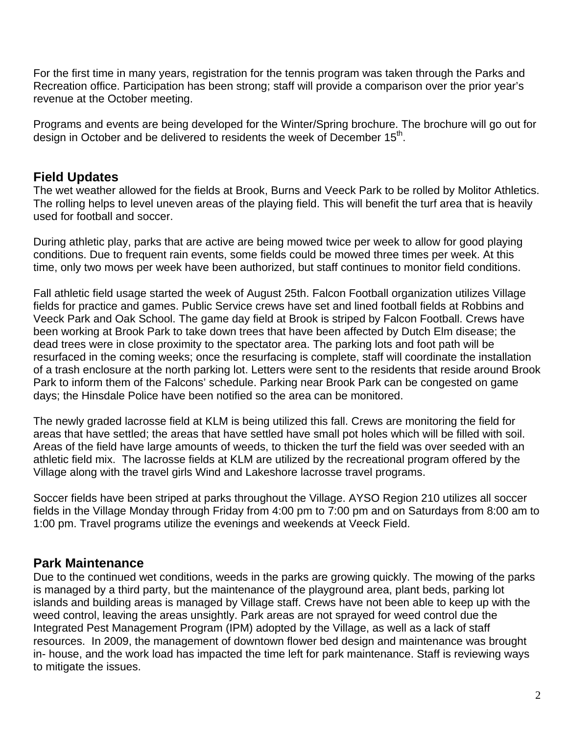For the first time in many years, registration for the tennis program was taken through the Parks and Recreation office. Participation has been strong; staff will provide a comparison over the prior year's revenue at the October meeting.

Programs and events are being developed for the Winter/Spring brochure. The brochure will go out for design in October and be delivered to residents the week of December 15th.

## Field Updates

The wet weather allowed for the fields at Brook, Burns and Veeck Park to be rolled by Molitor Athletics. The rolling helps to level uneven areas of the playing field. This will benefit the turf area that is heavily used for football and soccer.

During athletic play, parks that are active are being mowed twice per week to allow for good playing conditions. Due to frequent rain events, some fields could be mowed three times per week. At this time, only two mows per week have been authorized, but staff continues to monitor field conditions.

Fall athletic field usage started the week of August 25th. Falcon Football organization utilizes Village fields for practice and games. Public Service crews have set and lined football fields at Robbins and Veeck Park and Oak School. The game day field at Brook is striped by Falcon Football. Crews have been working at Brook Park to take down trees that have been affected by Dutch Elm disease; the dead trees were in close proximity to the spectator area. The parking lots and foot path will be resurfaced in the coming weeks; once the resurfacing is complete, staff will coordinate the installation of a trash enclosure at the north parking lot. Letters were sent to the residents that reside around Brook Park to inform them of the Falcons' schedule. Parking near Brook Park can be congested on game days; the Hinsdale Police have been notified so the area can be monitored.

The newly graded lacrosse field at KLM is being utilized this fall. Crews are monitoring the field for areas that have settled; the areas that have settled have small pot holes which will be filled with soil. Areas of the field have large amounts of weeds, to thicken the turf the field was over seeded with an athletic field mix. The lacrosse fields at KLM are utilized by the recreational program offered by the Village along with the travel girls Wind and Lakeshore lacrosse travel programs.

Soccer fields have been striped at parks throughout the Village. AYSO Region 210 utilizes all soccer fields in the Village Monday through Friday from 4:00 pm to 7:00 pm and on Saturdays from 8:00 am to 1:00 pm. Travel programs utilize the evenings and weekends at Veeck Field.

## Park Maintenance

Due to the continued wet conditions, weeds in the parks are growing quickly. The mowing of the parks is managed by a third party, but the maintenance of the playground area, plant beds, parking lot islands and building areas is managed by Village staff. Crews have not been able to keep up with the weed control, leaving the areas unsightly. Park areas are not sprayed for weed control due the Integrated Pest Management Program (IPM) adopted by the Village, as well as a lack of staff resources. In 2009, the management of downtown flower bed design and maintenance was brought in- house, and the work load has impacted the time left for park maintenance. Staff is reviewing ways to mitigate the issues.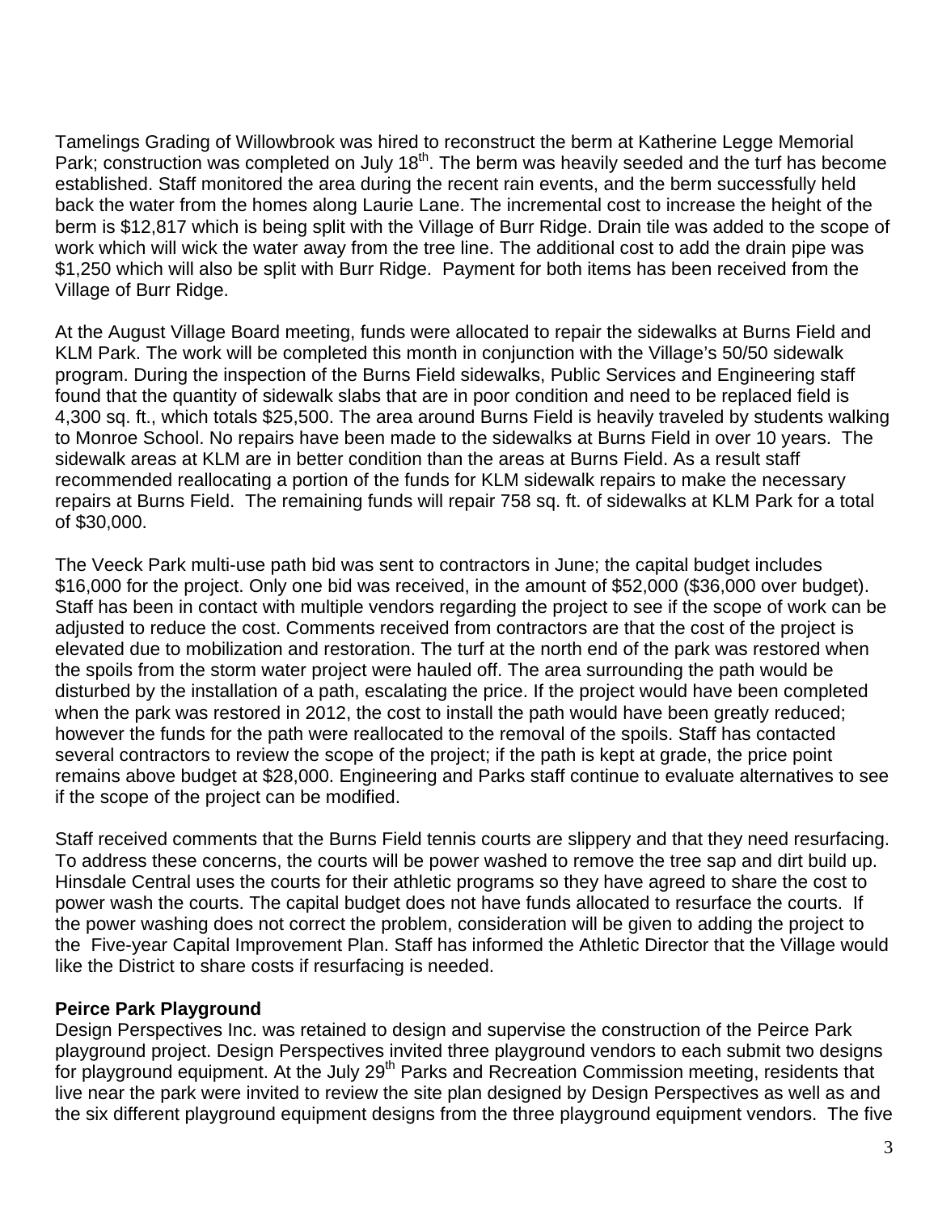Tamelings Grading of Willowbrook was hired to reconstruct the berm at Katherine Legge Memorial Park; construction was completed on July 18th. The berm was heavily seeded and the turf has become established. Staff monitored the area during the recent rain events, and the berm successfully held back the water from the homes along Laurie Lane. The incremental cost to increase the height of the berm is $12,817 which is being split with the Village of Burr Ridge. Drain tile was added to the scope of work which will wick the water away from the tree line. The additional cost to add the drain pipe was $1,250 which will also be split with Burr Ridge. Payment for both items has been received from the Village of Burr Ridge.

At the August Village Board meeting, funds were allocated to repair the sidewalks at Burns Field and KLM Park. The work will be completed this month in conjunction with the Village's 50/50 sidewalk program. During the inspection of the Burns Field sidewalks, Public Services and Engineering staff found that the quantity of sidewalk slabs that are in poor condition and need to be replaced field is 4,300 sq. ft., which totals $25,500. The area around Burns Field is heavily traveled by students walking to Monroe School. No repairs have been made to the sidewalks at Burns Field in over 10 years. The sidewalk areas at KLM are in better condition than the areas at Burns Field. As a result staff recommended reallocating a portion of the funds for KLM sidewalk repairs to make the necessary repairs at Burns Field. The remaining funds will repair 758 sq. ft. of sidewalks at KLM Park for a total of $30,000.

The Veeck Park multi-use path bid was sent to contractors in June; the capital budget includes $16,000 for the project. Only one bid was received, in the amount of $52,000 ($36,000 over budget). Staff has been in contact with multiple vendors regarding the project to see if the scope of work can be adjusted to reduce the cost. Comments received from contractors are that the cost of the project is elevated due to mobilization and restoration. The turf at the north end of the park was restored when the spoils from the storm water project were hauled off. The area surrounding the path would be disturbed by the installation of a path, escalating the price. If the project would have been completed when the park was restored in 2012, the cost to install the path would have been greatly reduced; however the funds for the path were reallocated to the removal of the spoils. Staff has contacted several contractors to review the scope of the project; if the path is kept at grade, the price point remains above budget at $28,000. Engineering and Parks staff continue to evaluate alternatives to see if the scope of the project can be modified.

Staff received comments that the Burns Field tennis courts are slippery and that they need resurfacing. To address these concerns, the courts will be power washed to remove the tree sap and dirt build up. Hinsdale Central uses the courts for their athletic programs so they have agreed to share the cost to power wash the courts. The capital budget does not have funds allocated to resurface the courts. If the power washing does not correct the problem, consideration will be given to adding the project to the Five-year Capital Improvement Plan. Staff has informed the Athletic Director that the Village would like the District to share costs if resurfacing is needed.

**Peirce Park Playground**

Design Perspectives Inc. was retained to design and supervise the construction of the Peirce Park playground project. Design Perspectives invited three playground vendors to each submit two designs for playground equipment. At the July 29th Parks and Recreation Commission meeting, residents that live near the park were invited to review the site plan designed by Design Perspectives as well as and the six different playground equipment designs from the three playground equipment vendors. The five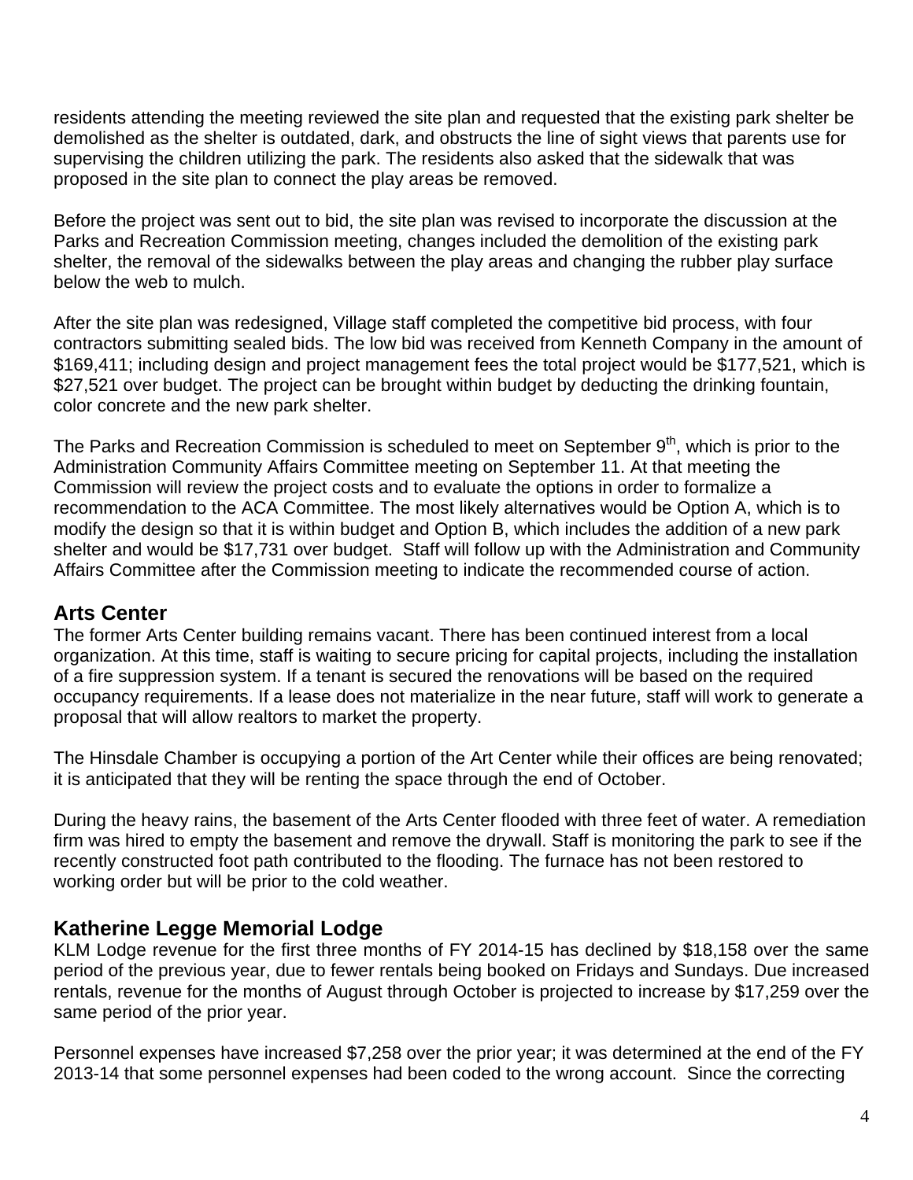residents attending the meeting reviewed the site plan and requested that the existing park shelter be demolished as the shelter is outdated, dark, and obstructs the line of sight views that parents use for supervising the children utilizing the park. The residents also asked that the sidewalk that was proposed in the site plan to connect the play areas be removed.

Before the project was sent out to bid, the site plan was revised to incorporate the discussion at the Parks and Recreation Commission meeting, changes included the demolition of the existing park shelter, the removal of the sidewalks between the play areas and changing the rubber play surface below the web to mulch.

After the site plan was redesigned, Village staff completed the competitive bid process, with four contractors submitting sealed bids. The low bid was received from Kenneth Company in the amount of $169,411; including design and project management fees the total project would be $177,521, which is $27,521 over budget. The project can be brought within budget by deducting the drinking fountain, color concrete and the new park shelter.

The Parks and Recreation Commission is scheduled to meet on September 9th, which is prior to the Administration Community Affairs Committee meeting on September 11. At that meeting the Commission will review the project costs and to evaluate the options in order to formalize a recommendation to the ACA Committee. The most likely alternatives would be Option A, which is to modify the design so that it is within budget and Option B, which includes the addition of a new park shelter and would be $17,731 over budget. Staff will follow up with the Administration and Community Affairs Committee after the Commission meeting to indicate the recommended course of action.

## Arts Center

The former Arts Center building remains vacant. There has been continued interest from a local organization. At this time, staff is waiting to secure pricing for capital projects, including the installation of a fire suppression system. If a tenant is secured the renovations will be based on the required occupancy requirements. If a lease does not materialize in the near future, staff will work to generate a proposal that will allow realtors to market the property.

The Hinsdale Chamber is occupying a portion of the Art Center while their offices are being renovated; it is anticipated that they will be renting the space through the end of October.

During the heavy rains, the basement of the Arts Center flooded with three feet of water. A remediation firm was hired to empty the basement and remove the drywall. Staff is monitoring the park to see if the recently constructed foot path contributed to the flooding. The furnace has not been restored to working order but will be prior to the cold weather.

## Katherine Legge Memorial Lodge

KLM Lodge revenue for the first three months of FY 2014-15 has declined by $18,158 over the same period of the previous year, due to fewer rentals being booked on Fridays and Sundays. Due increased rentals, revenue for the months of August through October is projected to increase by $17,259 over the same period of the prior year.

Personnel expenses have increased $7,258 over the prior year; it was determined at the end of the FY 2013-14 that some personnel expenses had been coded to the wrong account. Since the correcting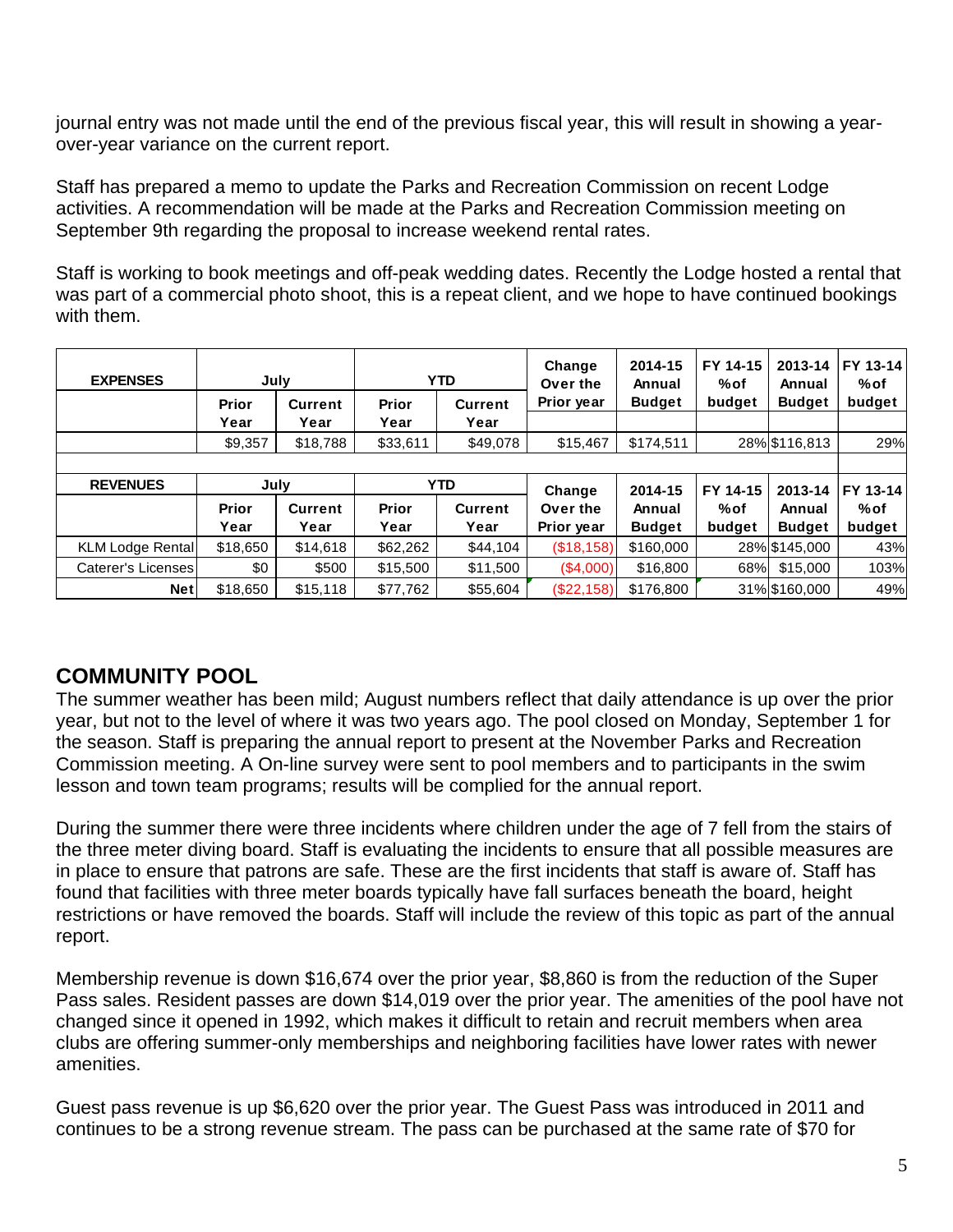journal entry was not made until the end of the previous fiscal year, this will result in showing a year-over-year variance on the current report.

Staff has prepared a memo to update the Parks and Recreation Commission on recent Lodge activities. A recommendation will be made at the Parks and Recreation Commission meeting on September 9th regarding the proposal to increase weekend rental rates.

Staff is working to book meetings and off-peak wedding dates. Recently the Lodge hosted a rental that was part of a commercial photo shoot, this is a repeat client, and we hope to have continued bookings with them.

| EXPENSES | July | | YTD | | Change Over the Prior year | 2014-15 Annual Budget | FY 14-15 %of budget | 2013-14 Annual Budget | FY 13-14 %of budget |
|---|---|---|---|---|---|---|---|---|---|
| | Prior Year | Current Year | Prior Year | Current Year | | | | | |
| | $9,357 | $18,788 | $33,611 | $49,078 | $15,467 | $174,511 | 28% | $116,813 | 29% |

| REVENUES | July | | YTD | | Change Over the Prior year | 2014-15 Annual Budget | FY 14-15 %of budget | 2013-14 Annual Budget | FY 13-14 %of budget |
|---|---|---|---|---|---|---|---|---|---|
| | Prior Year | Current Year | Prior Year | Current Year | | | | | |
| KLM Lodge Rental | $18,650 | $14,618 | $62,262 | $44,104 | ($18,158) | $160,000 | 28% | $145,000 | 43% |
| Caterer's Licenses | $0 | $500 | $15,500 | $11,500 | ($4,000) | $16,800 | 68% | $15,000 | 103% |
| **Net** | $18,650 | $15,118 | $77,762 | $55,604 | ($22,158) | $176,800 | 31% | $160,000 | 49% |

## COMMUNITY POOL

The summer weather has been mild; August numbers reflect that daily attendance is up over the prior year, but not to the level of where it was two years ago. The pool closed on Monday, September 1 for the season. Staff is preparing the annual report to present at the November Parks and Recreation Commission meeting. A On-line survey were sent to pool members and to participants in the swim lesson and town team programs; results will be complied for the annual report.

During the summer there were three incidents where children under the age of 7 fell from the stairs of the three meter diving board. Staff is evaluating the incidents to ensure that all possible measures are in place to ensure that patrons are safe. These are the first incidents that staff is aware of. Staff has found that facilities with three meter boards typically have fall surfaces beneath the board, height restrictions or have removed the boards. Staff will include the review of this topic as part of the annual report.

Membership revenue is down $16,674 over the prior year, $8,860 is from the reduction of the Super Pass sales. Resident passes are down $14,019 over the prior year. The amenities of the pool have not changed since it opened in 1992, which makes it difficult to retain and recruit members when area clubs are offering summer-only memberships and neighboring facilities have lower rates with newer amenities.

Guest pass revenue is up $6,620 over the prior year. The Guest Pass was introduced in 2011 and continues to be a strong revenue stream. The pass can be purchased at the same rate of $70 for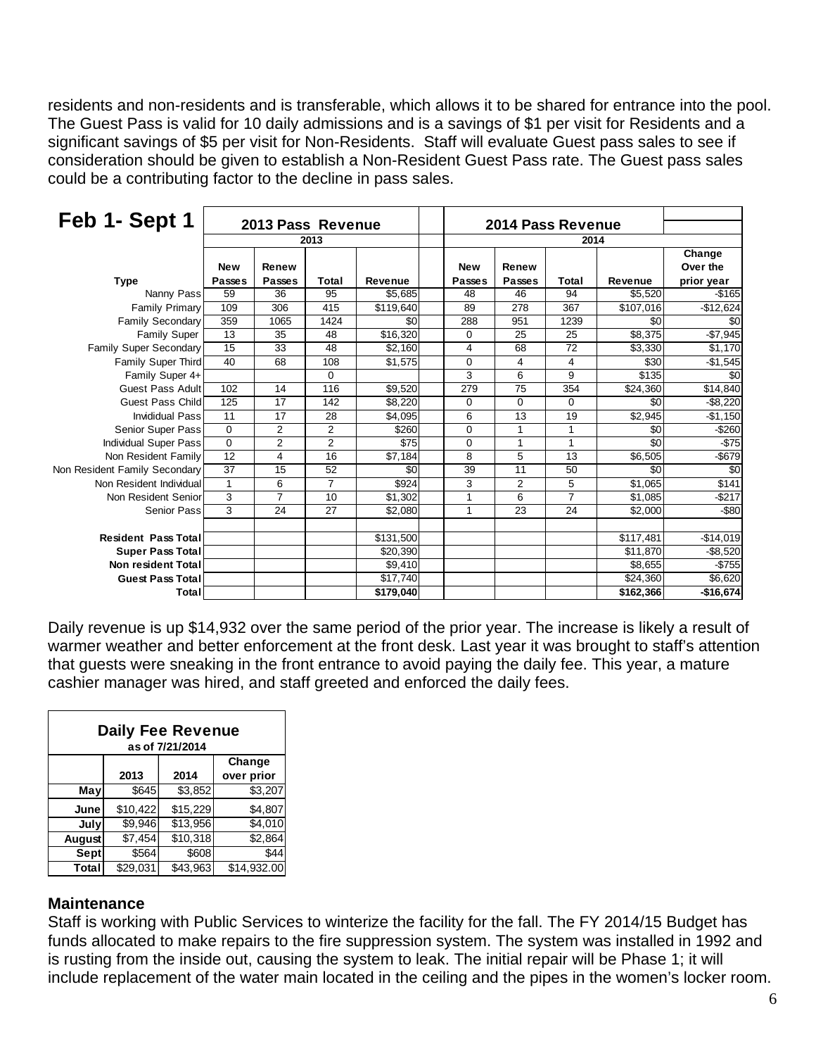residents and non-residents and is transferable, which allows it to be shared for entrance into the pool. The Guest Pass is valid for 10 daily admissions and is a savings of $1 per visit for Residents and a significant savings of $5 per visit for Non-Residents. Staff will evaluate Guest pass sales to see if consideration should be given to establish a Non-Resident Guest Pass rate. The Guest pass sales could be a contributing factor to the decline in pass sales.

| Feb 1- Sept 1 | 2013 Pass Revenue | | | | | 2014 Pass Revenue | | | | |
|---|---|---|---|---|---|---|---|---|---|---|
| | 2013 | | | | | 2014 | | | | |
| Type | New Passes | Renew Passes | Total | Revenue | | New Passes | Renew Passes | Total | Revenue | Change Over the prior year |
| Nanny Pass | 59 | 36 | 95 | $5,685 | | 48 | 46 | 94 | $5,520 | -$165 |
| Family Primary | 109 | 306 | 415 | $119,640 | | 89 | 278 | 367 | $107,016 | -$12,624 |
| Family Secondary | 359 | 1065 | 1424 | $0 | | 288 | 951 | 1239 | $0 | $0 |
| Family Super | 13 | 35 | 48 | $16,320 | | 0 | 25 | 25 | $8,375 | -$7,945 |
| Family Super Secondary | 15 | 33 | 48 | $2,160 | | 4 | 68 | 72 | $3,330 | $1,170 |
| Family Super Third | 40 | 68 | 108 | $1,575 | | 0 | 4 | 4 | $30 | -$1,545 |
| Family Super 4+ | | | 0 | | | 3 | 6 | 9 | $135 | $0 |
| Guest Pass Adult | 102 | 14 | 116 | $9,520 | | 279 | 75 | 354 | $24,360 | $14,840 |
| Guest Pass Child | 125 | 17 | 142 | $8,220 | | 0 | 0 | 0 | $0 | -$8,220 |
| Invididual Pass | 11 | 17 | 28 | $4,095 | | 6 | 13 | 19 | $2,945 | -$1,150 |
| Senior Super Pass | 0 | 2 | 2 | $260 | | 0 | 1 | 1 | $0 | -$260 |
| Individual Super Pass | 0 | 2 | 2 | $75 | | 0 | 1 | 1 | $0 | -$75 |
| Non Resident Family | 12 | 4 | 16 | $7,184 | | 8 | 5 | 13 | $6,505 | -$679 |
| Non Resident Family Secondary | 37 | 15 | 52 | $0 | | 39 | 11 | 50 | $0 | $0 |
| Non Resident Individual | 1 | 6 | 7 | $924 | | 3 | 2 | 5 | $1,065 | $141 |
| Non Resident Senior | 3 | 7 | 10 | $1,302 | | 1 | 6 | 7 | $1,085 | -$217 |
| Senior Pass | 3 | 24 | 27 | $2,080 | | 1 | 23 | 24 | $2,000 | -$80 |
| | | | | | | | | | | |
| **Resident Pass Total** | | | | $131,500 | | | | | $117,481 | -$14,019 |
| **Super Pass Total** | | | | $20,390 | | | | | $11,870 | -$8,520 |
| **Non resident Total** | | | | $9,410 | | | | | $8,655 | -$755 |
| **Guest Pass Total** | | | | $17,740 | | | | | $24,360 | $6,620 |
| **Total** | | | | **$179,040** | | | | | **$162,366** | **-$16,674** |

Daily revenue is up $14,932 over the same period of the prior year. The increase is likely a result of warmer weather and better enforcement at the front desk. Last year it was brought to staff's attention that guests were sneaking in the front entrance to avoid paying the daily fee. This year, a mature cashier manager was hired, and staff greeted and enforced the daily fees.

| Daily Fee Revenue as of 7/21/2014 | | | |
|---|---|---|---|
| | 2013 | 2014 | Change over prior |
| **May** | $645 | $3,852 | $3,207 |
| **June** | $10,422 | $15,229 | $4,807 |
| **July** | $9,946 | $13,956 | $4,010 |
| **August** | $7,454 | $10,318 | $2,864 |
| **Sept** | $564 | $608 | $44 |
| **Total** | $29,031 | $43,963 | $14,932.00 |

## Maintenance

Staff is working with Public Services to winterize the facility for the fall. The FY 2014/15 Budget has funds allocated to make repairs to the fire suppression system. The system was installed in 1992 and is rusting from the inside out, causing the system to leak. The initial repair will be Phase 1; it will include replacement of the water main located in the ceiling and the pipes in the women's locker room.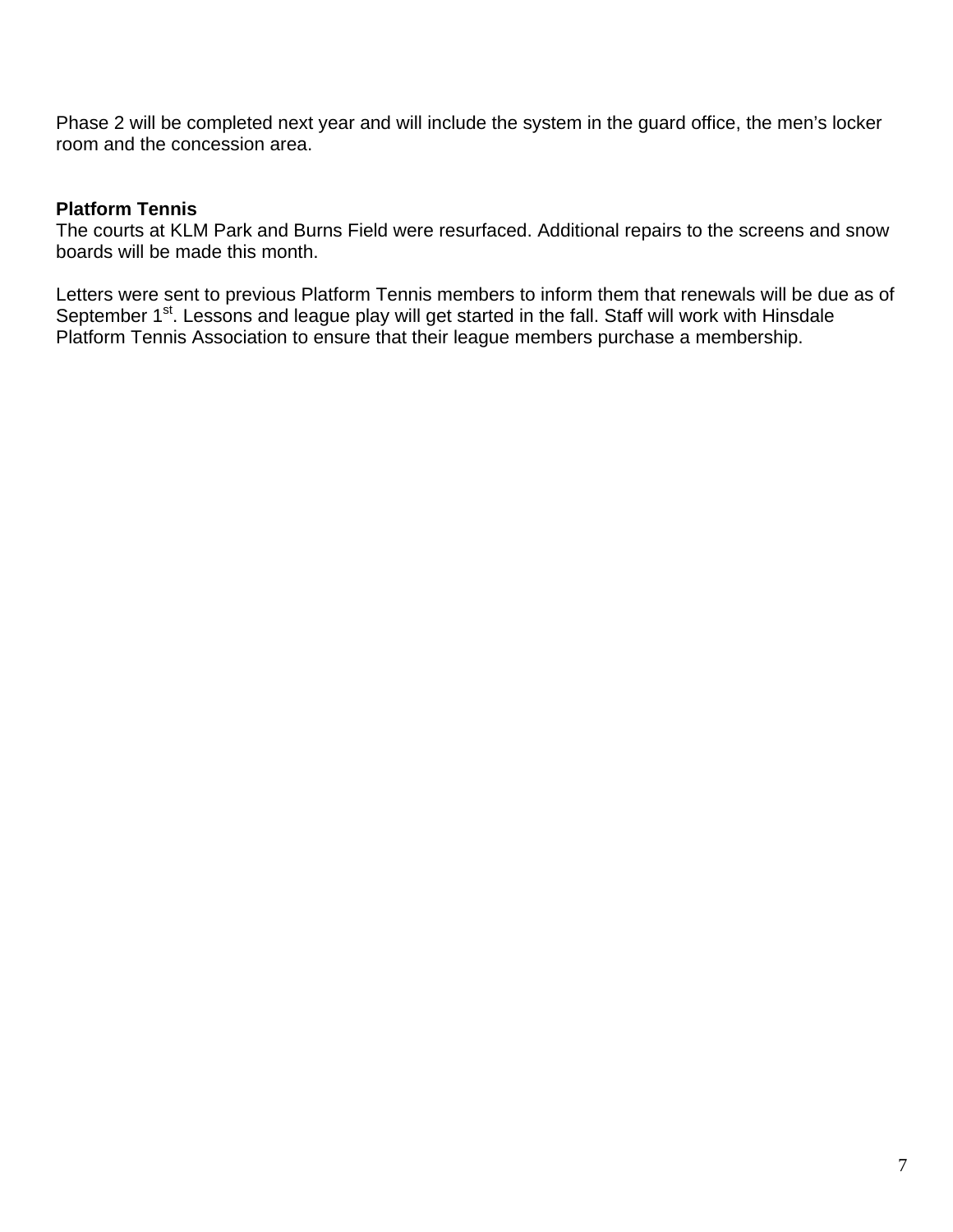Phase 2 will be completed next year and will include the system in the guard office, the men's locker room and the concession area.

**Platform Tennis**

The courts at KLM Park and Burns Field were resurfaced. Additional repairs to the screens and snow boards will be made this month.

Letters were sent to previous Platform Tennis members to inform them that renewals will be due as of September 1st. Lessons and league play will get started in the fall. Staff will work with Hinsdale Platform Tennis Association to ensure that their league members purchase a membership.